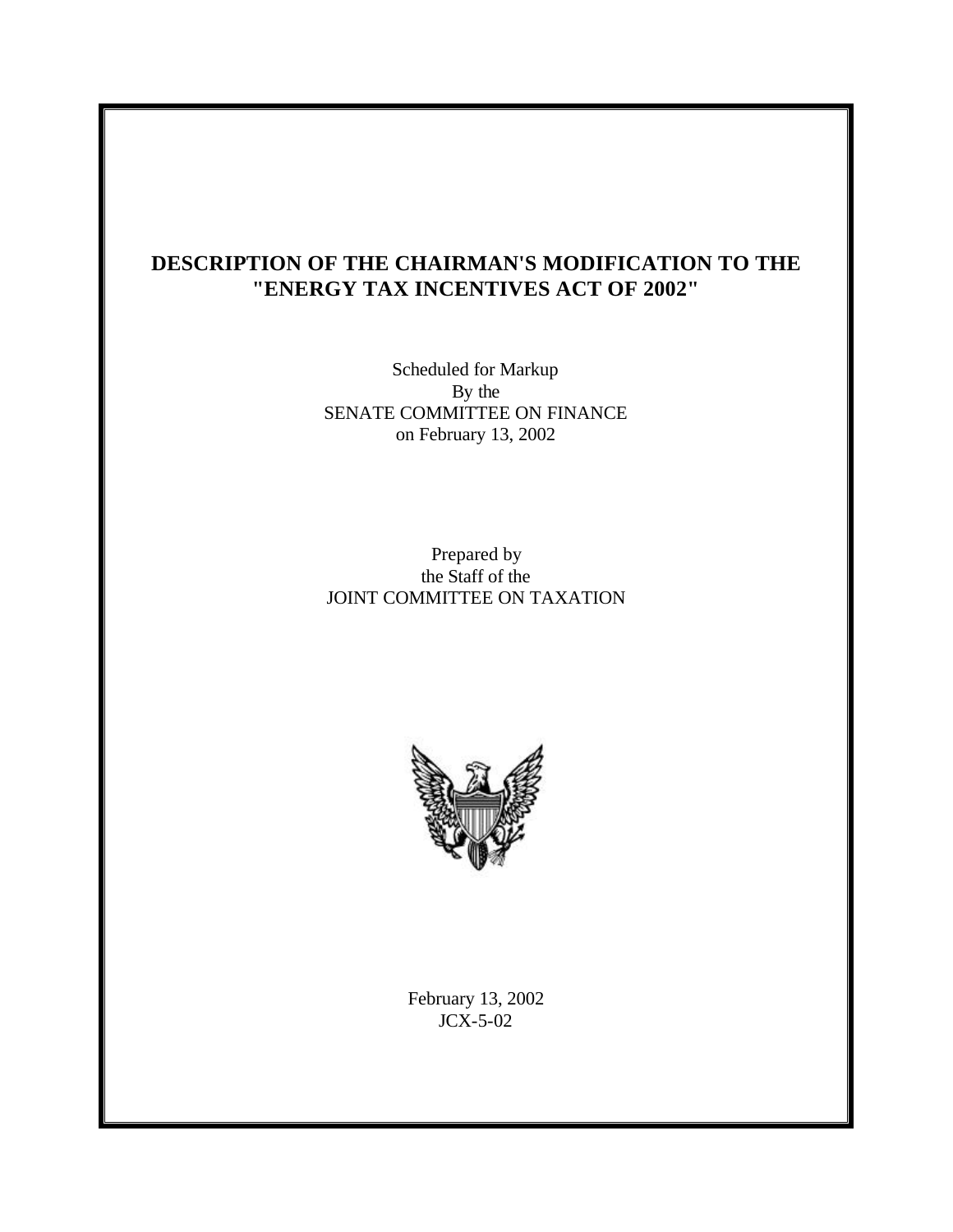# DESCRIPTION OF THE CHAIRMAN'S MODIFICATION TO THE "ENERGY TAX INCENTIVES ACT OF 2002"

Scheduled for Markup
By the
SENATE COMMITTEE ON FINANCE
on February 13, 2002

Prepared by
the Staff of the
JOINT COMMITTEE ON TAXATION

February 13, 2002
JCX-5-02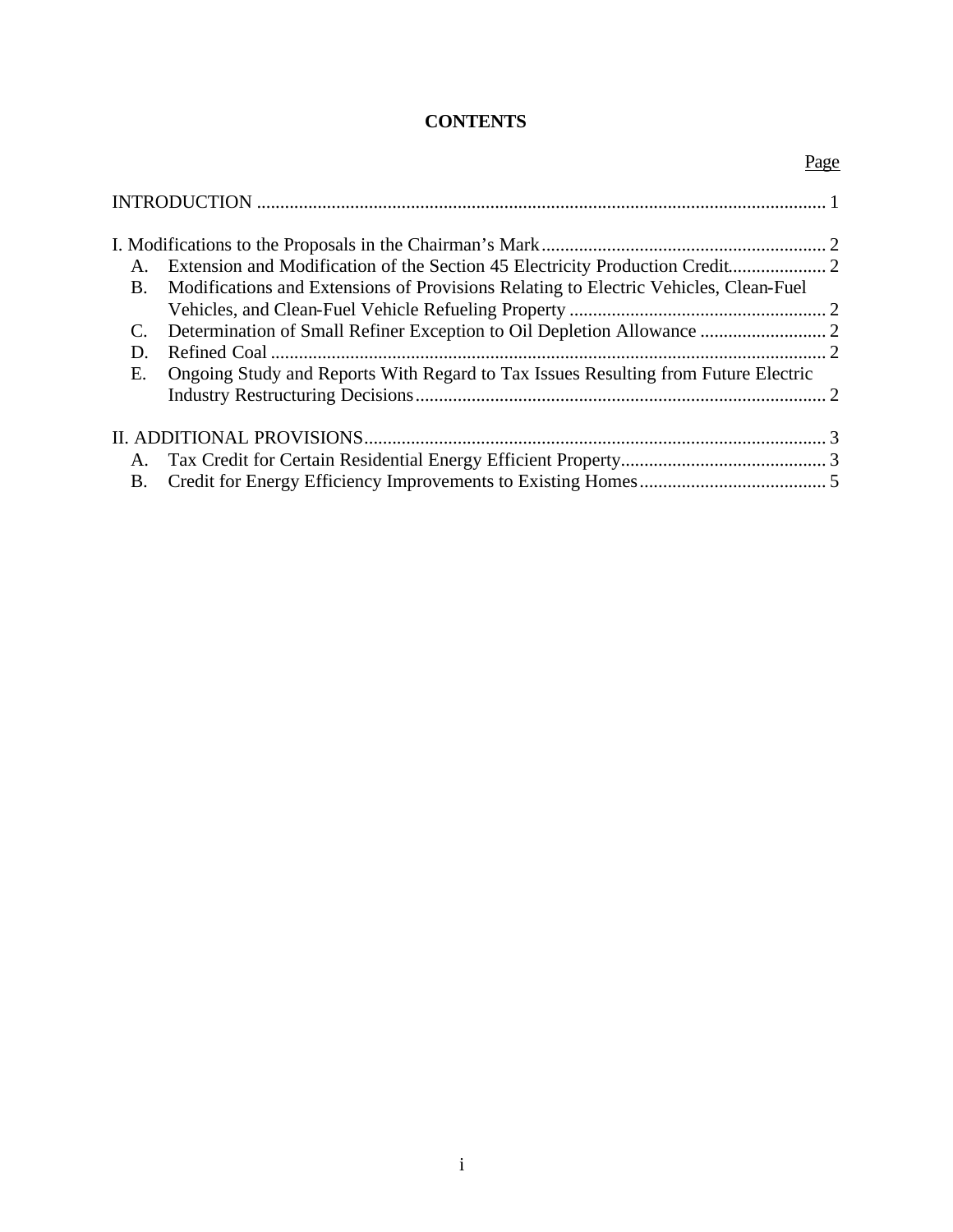# CONTENTS

Page

INTRODUCTION .......................................................................................................................... 1

I. Modifications to the Proposals in the Chairman's Mark............................................................. 2

A. Extension and Modification of the Section 45 Electricity Production Credit..................... 2

B. Modifications and Extensions of Provisions Relating to Electric Vehicles, Clean-Fuel Vehicles, and Clean-Fuel Vehicle Refueling Property ....................................................... 2

C. Determination of Small Refiner Exception to Oil Depletion Allowance ........................... 2

D. Refined Coal ....................................................................................................................... 2

E. Ongoing Study and Reports With Regard to Tax Issues Resulting from Future Electric Industry Restructuring Decisions........................................................................................ 2

II. ADDITIONAL PROVISIONS.................................................................................................. 3

A. Tax Credit for Certain Residential Energy Efficient Property............................................ 3

B. Credit for Energy Efficiency Improvements to Existing Homes........................................ 5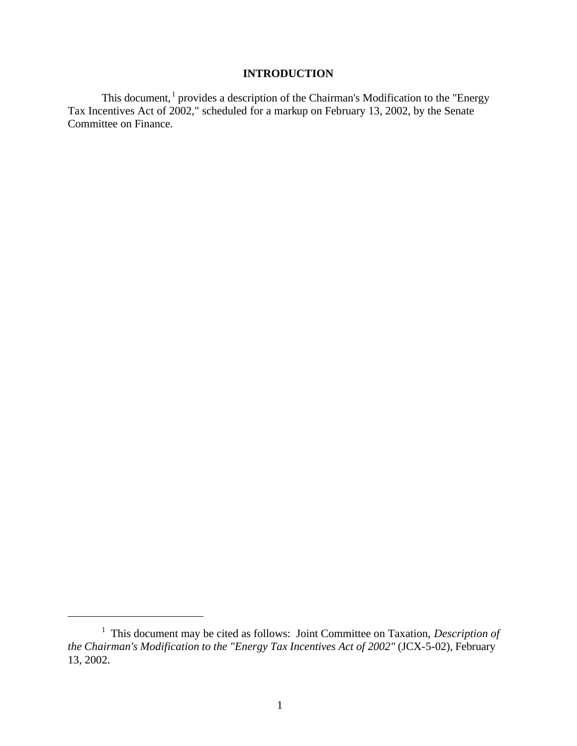# INTRODUCTION

This document,[1] provides a description of the Chairman's Modification to the "Energy Tax Incentives Act of 2002," scheduled for a markup on February 13, 2002, by the Senate Committee on Finance.

---

[1] This document may be cited as follows: Joint Committee on Taxation, *Description of the Chairman's Modification to the "Energy Tax Incentives Act of 2002"* (JCX-5-02), February 13, 2002.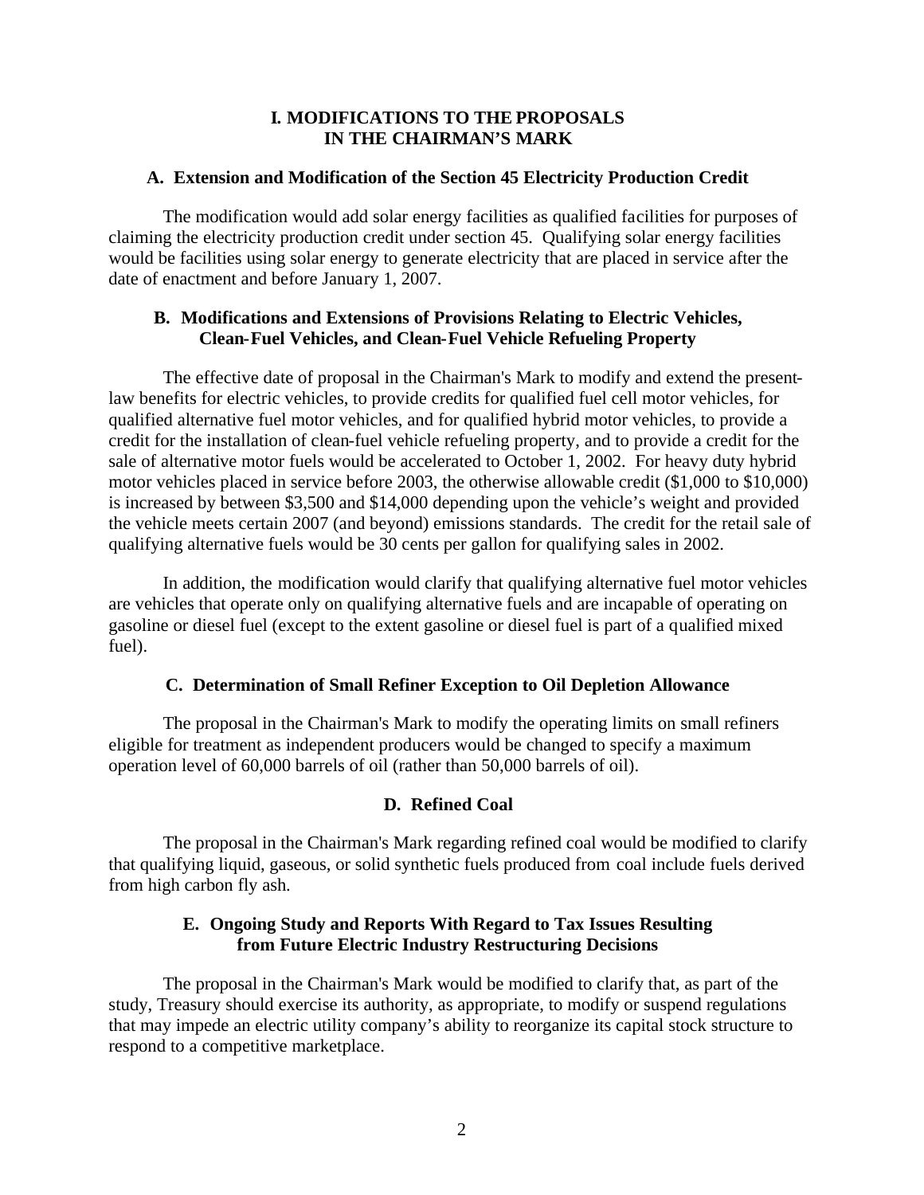# I. MODIFICATIONS TO THE PROPOSALS IN THE CHAIRMAN'S MARK

## A. Extension and Modification of the Section 45 Electricity Production Credit

The modification would add solar energy facilities as qualified facilities for purposes of claiming the electricity production credit under section 45. Qualifying solar energy facilities would be facilities using solar energy to generate electricity that are placed in service after the date of enactment and before January 1, 2007.

## B. Modifications and Extensions of Provisions Relating to Electric Vehicles, Clean-Fuel Vehicles, and Clean-Fuel Vehicle Refueling Property

The effective date of proposal in the Chairman's Mark to modify and extend the present-law benefits for electric vehicles, to provide credits for qualified fuel cell motor vehicles, for qualified alternative fuel motor vehicles, and for qualified hybrid motor vehicles, to provide a credit for the installation of clean-fuel vehicle refueling property, and to provide a credit for the sale of alternative motor fuels would be accelerated to October 1, 2002. For heavy duty hybrid motor vehicles placed in service before 2003, the otherwise allowable credit ($1,000 to $10,000) is increased by between $3,500 and $14,000 depending upon the vehicle's weight and provided the vehicle meets certain 2007 (and beyond) emissions standards. The credit for the retail sale of qualifying alternative fuels would be 30 cents per gallon for qualifying sales in 2002.

In addition, the modification would clarify that qualifying alternative fuel motor vehicles are vehicles that operate only on qualifying alternative fuels and are incapable of operating on gasoline or diesel fuel (except to the extent gasoline or diesel fuel is part of a qualified mixed fuel).

## C. Determination of Small Refiner Exception to Oil Depletion Allowance

The proposal in the Chairman's Mark to modify the operating limits on small refiners eligible for treatment as independent producers would be changed to specify a maximum operation level of 60,000 barrels of oil (rather than 50,000 barrels of oil).

## D. Refined Coal

The proposal in the Chairman's Mark regarding refined coal would be modified to clarify that qualifying liquid, gaseous, or solid synthetic fuels produced from coal include fuels derived from high carbon fly ash.

## E. Ongoing Study and Reports With Regard to Tax Issues Resulting from Future Electric Industry Restructuring Decisions

The proposal in the Chairman's Mark would be modified to clarify that, as part of the study, Treasury should exercise its authority, as appropriate, to modify or suspend regulations that may impede an electric utility company's ability to reorganize its capital stock structure to respond to a competitive marketplace.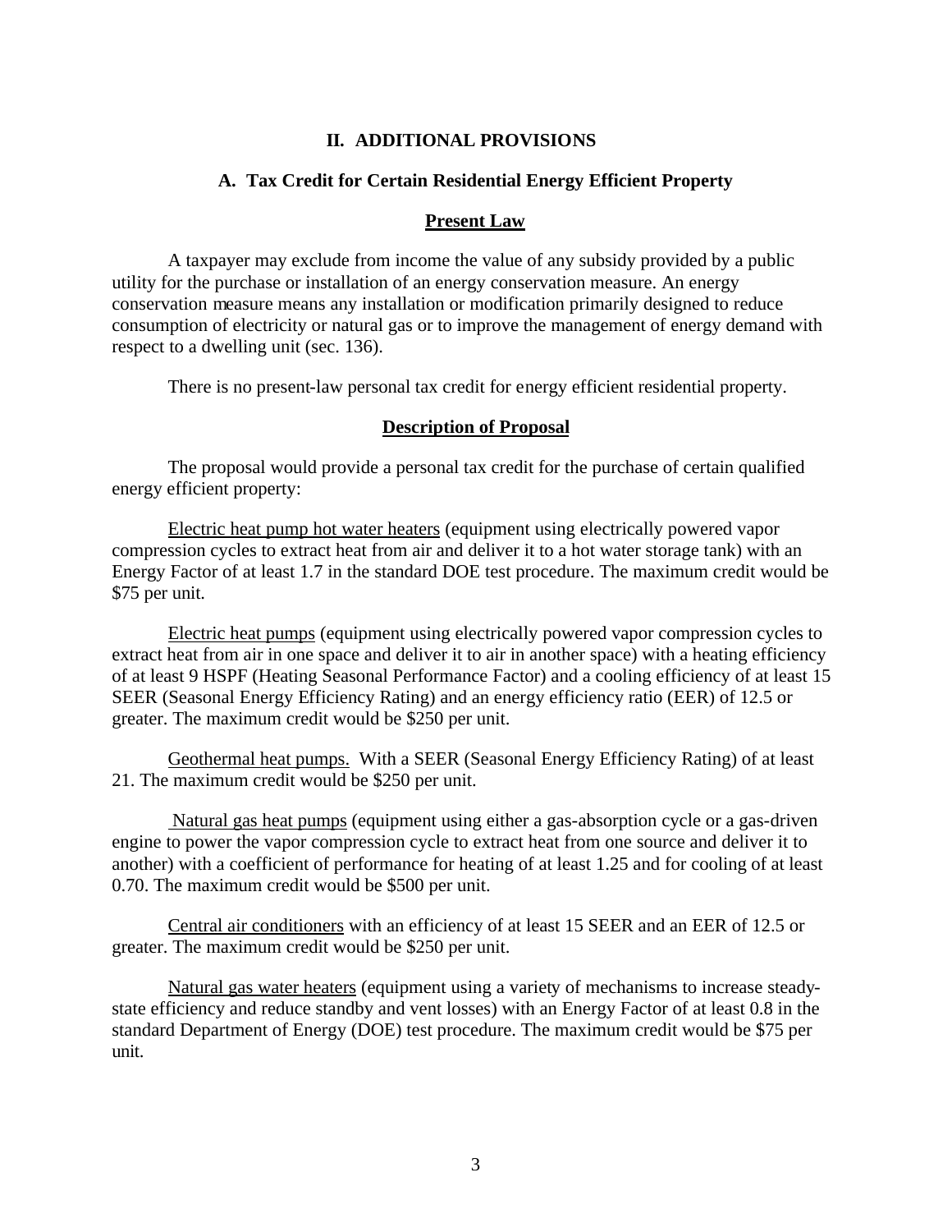## II. ADDITIONAL PROVISIONS

### A. Tax Credit for Certain Residential Energy Efficient Property

#### Present Law

A taxpayer may exclude from income the value of any subsidy provided by a public utility for the purchase or installation of an energy conservation measure. An energy conservation measure means any installation or modification primarily designed to reduce consumption of electricity or natural gas or to improve the management of energy demand with respect to a dwelling unit (sec. 136).

There is no present-law personal tax credit for energy efficient residential property.

#### Description of Proposal

The proposal would provide a personal tax credit for the purchase of certain qualified energy efficient property:

Electric heat pump hot water heaters (equipment using electrically powered vapor compression cycles to extract heat from air and deliver it to a hot water storage tank) with an Energy Factor of at least 1.7 in the standard DOE test procedure. The maximum credit would be $75 per unit.

Electric heat pumps (equipment using electrically powered vapor compression cycles to extract heat from air in one space and deliver it to air in another space) with a heating efficiency of at least 9 HSPF (Heating Seasonal Performance Factor) and a cooling efficiency of at least 15 SEER (Seasonal Energy Efficiency Rating) and an energy efficiency ratio (EER) of 12.5 or greater. The maximum credit would be $250 per unit.

Geothermal heat pumps. With a SEER (Seasonal Energy Efficiency Rating) of at least 21. The maximum credit would be $250 per unit.

Natural gas heat pumps (equipment using either a gas-absorption cycle or a gas-driven engine to power the vapor compression cycle to extract heat from one source and deliver it to another) with a coefficient of performance for heating of at least 1.25 and for cooling of at least 0.70. The maximum credit would be $500 per unit.

Central air conditioners with an efficiency of at least 15 SEER and an EER of 12.5 or greater. The maximum credit would be $250 per unit.

Natural gas water heaters (equipment using a variety of mechanisms to increase steady-state efficiency and reduce standby and vent losses) with an Energy Factor of at least 0.8 in the standard Department of Energy (DOE) test procedure. The maximum credit would be $75 per unit.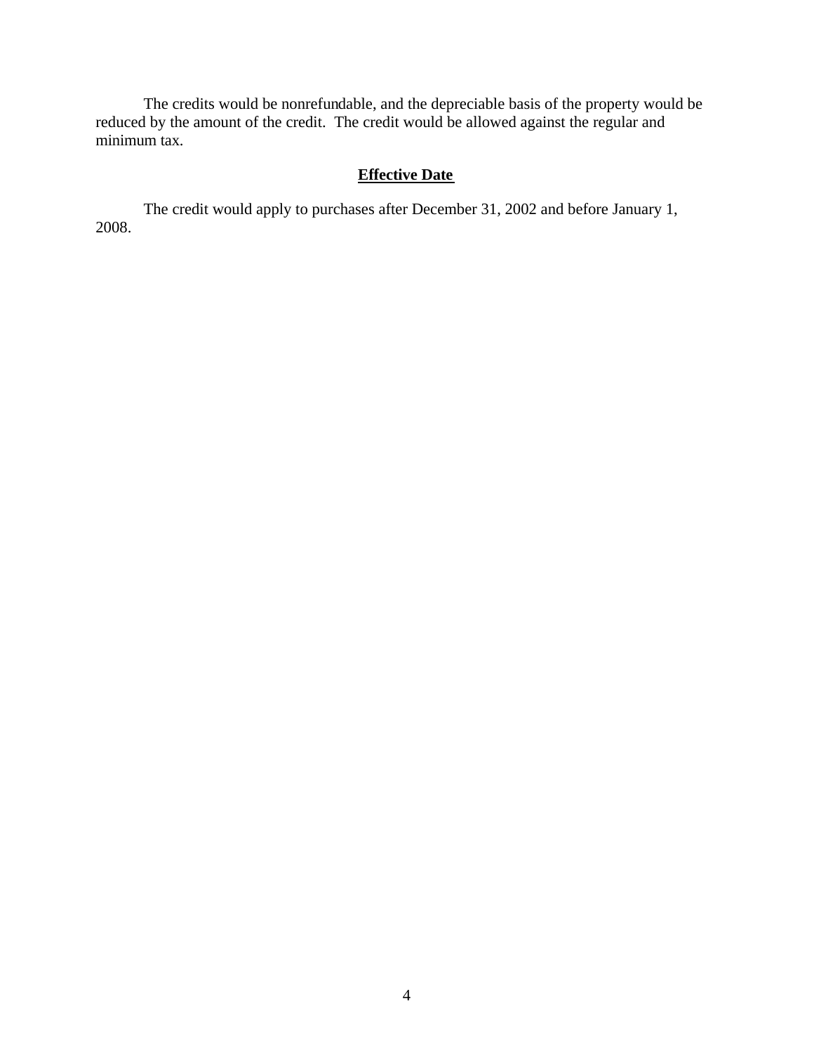The credits would be nonrefundable, and the depreciable basis of the property would be reduced by the amount of the credit. The credit would be allowed against the regular and minimum tax.

## Effective Date

The credit would apply to purchases after December 31, 2002 and before January 1, 2008.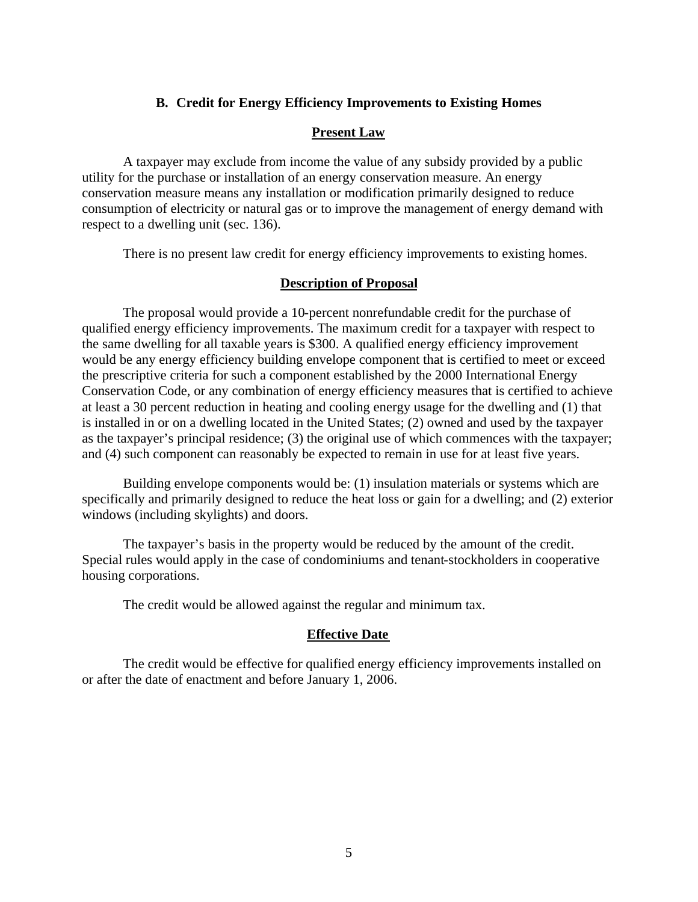### B. Credit for Energy Efficiency Improvements to Existing Homes

#### Present Law

A taxpayer may exclude from income the value of any subsidy provided by a public utility for the purchase or installation of an energy conservation measure. An energy conservation measure means any installation or modification primarily designed to reduce consumption of electricity or natural gas or to improve the management of energy demand with respect to a dwelling unit (sec. 136).

There is no present law credit for energy efficiency improvements to existing homes.

#### Description of Proposal

The proposal would provide a 10-percent nonrefundable credit for the purchase of qualified energy efficiency improvements. The maximum credit for a taxpayer with respect to the same dwelling for all taxable years is $300. A qualified energy efficiency improvement would be any energy efficiency building envelope component that is certified to meet or exceed the prescriptive criteria for such a component established by the 2000 International Energy Conservation Code, or any combination of energy efficiency measures that is certified to achieve at least a 30 percent reduction in heating and cooling energy usage for the dwelling and (1) that is installed in or on a dwelling located in the United States; (2) owned and used by the taxpayer as the taxpayer's principal residence; (3) the original use of which commences with the taxpayer; and (4) such component can reasonably be expected to remain in use for at least five years.

Building envelope components would be: (1) insulation materials or systems which are specifically and primarily designed to reduce the heat loss or gain for a dwelling; and (2) exterior windows (including skylights) and doors.

The taxpayer's basis in the property would be reduced by the amount of the credit. Special rules would apply in the case of condominiums and tenant-stockholders in cooperative housing corporations.

The credit would be allowed against the regular and minimum tax.

#### Effective Date

The credit would be effective for qualified energy efficiency improvements installed on or after the date of enactment and before January 1, 2006.